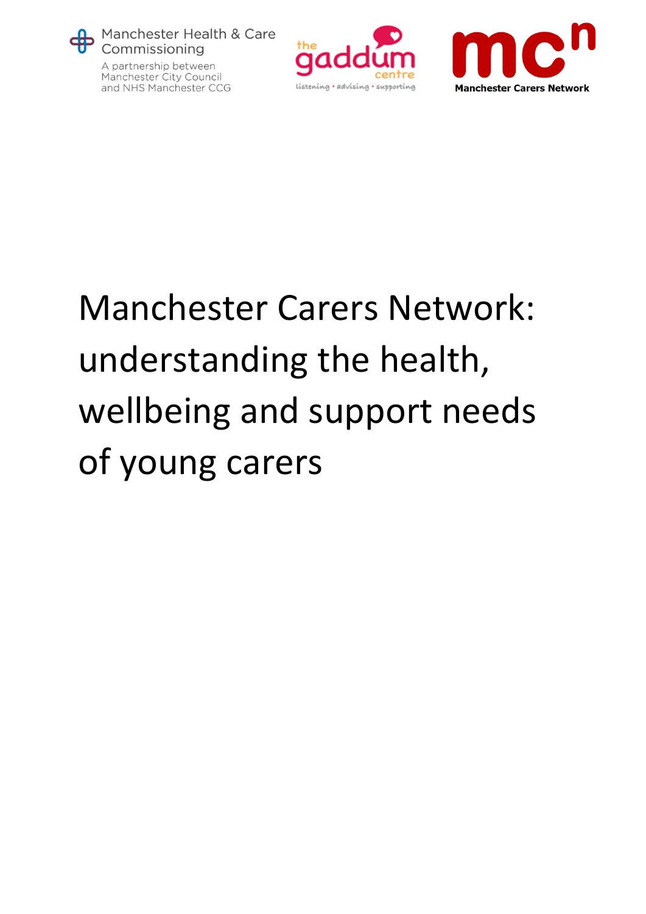Manchester Health & Care Commissioning

A partnership between Manchester City Council and NHS Manchester CCG

the gaddum centre

listening • advising • supporting

mcn

Manchester Carers Network

# Manchester Carers Network: understanding the health, wellbeing and support needs of young carers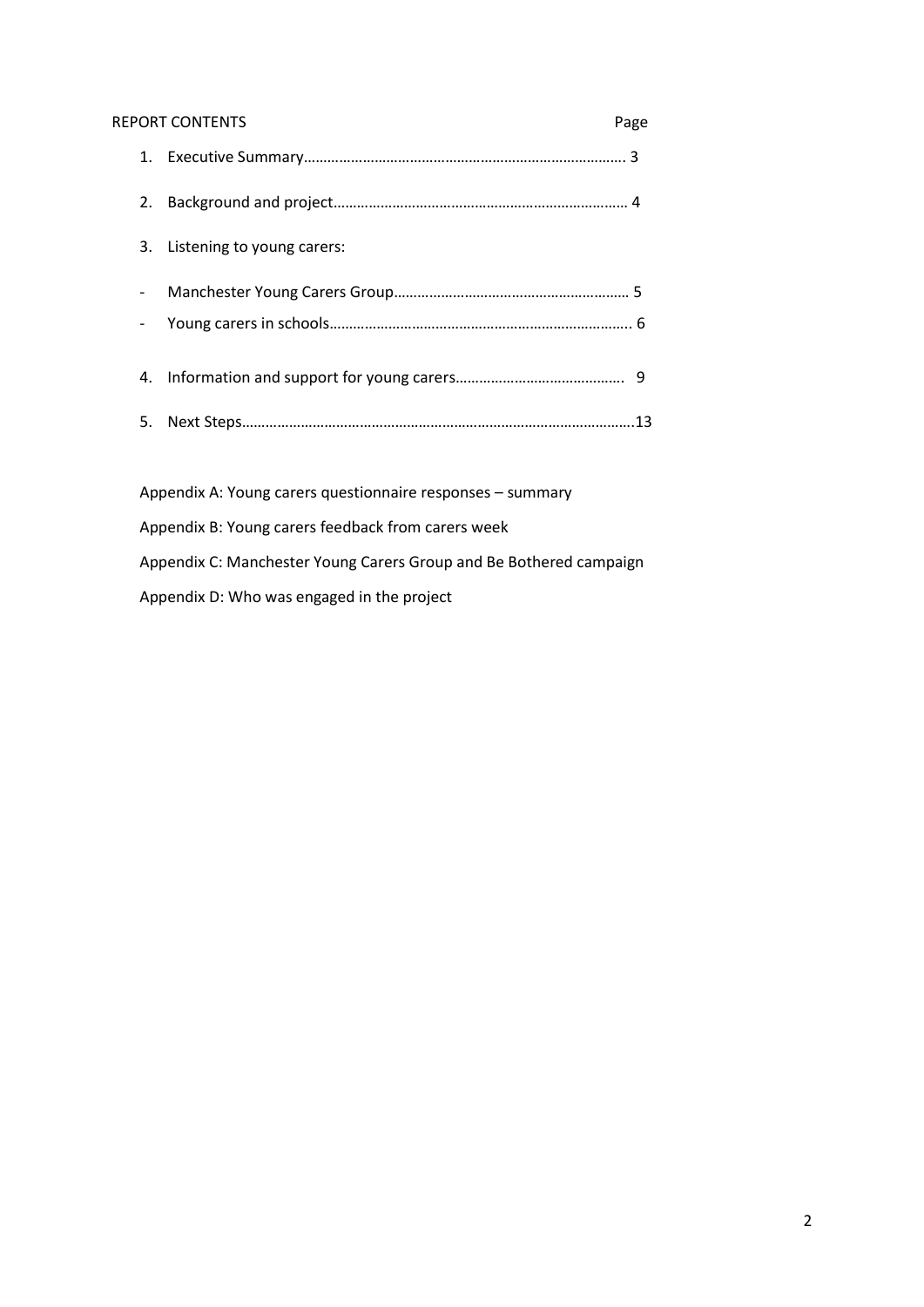REPORT CONTENTS Page

1. Executive Summary………………………………………………………………………. 3
2. Background and project………………………………………………………………… 4
3. Listening to young carers:

- Manchester Young Carers Group…………………………………………………… 5
- Young carers in schools………………………………………………………………….. 6

4. Information and support for young carers……………………………………. 9
5. Next Steps………………………………………………………………………………………..13

Appendix A: Young carers questionnaire responses – summary

Appendix B: Young carers feedback from carers week

Appendix C: Manchester Young Carers Group and Be Bothered campaign

Appendix D: Who was engaged in the project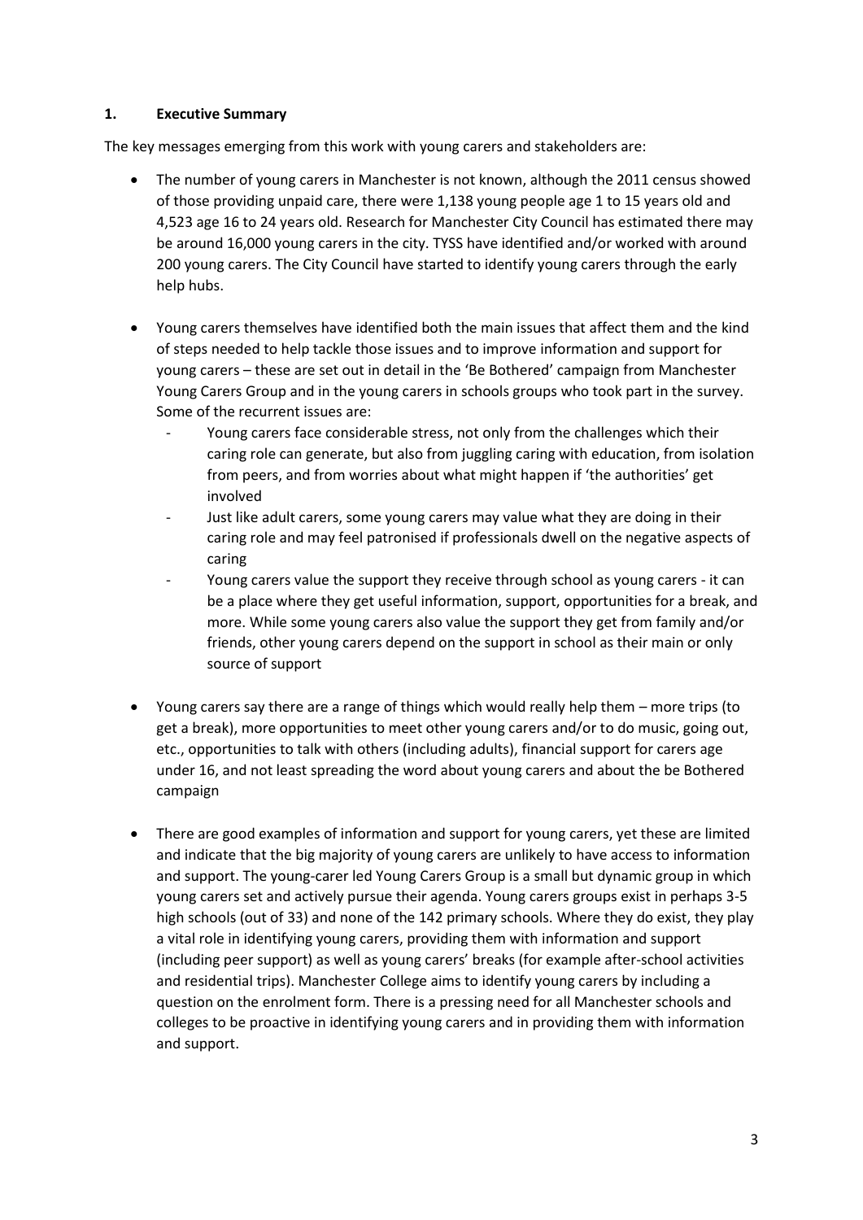## 1. Executive Summary

The key messages emerging from this work with young carers and stakeholders are:

- The number of young carers in Manchester is not known, although the 2011 census showed of those providing unpaid care, there were 1,138 young people age 1 to 15 years old and 4,523 age 16 to 24 years old. Research for Manchester City Council has estimated there may be around 16,000 young carers in the city. TYSS have identified and/or worked with around 200 young carers. The City Council have started to identify young carers through the early help hubs.

- Young carers themselves have identified both the main issues that affect them and the kind of steps needed to help tackle those issues and to improve information and support for young carers – these are set out in detail in the 'Be Bothered' campaign from Manchester Young Carers Group and in the young carers in schools groups who took part in the survey. Some of the recurrent issues are:
  - Young carers face considerable stress, not only from the challenges which their caring role can generate, but also from juggling caring with education, from isolation from peers, and from worries about what might happen if 'the authorities' get involved
  - Just like adult carers, some young carers may value what they are doing in their caring role and may feel patronised if professionals dwell on the negative aspects of caring
  - Young carers value the support they receive through school as young carers - it can be a place where they get useful information, support, opportunities for a break, and more. While some young carers also value the support they get from family and/or friends, other young carers depend on the support in school as their main or only source of support

- Young carers say there are a range of things which would really help them – more trips (to get a break), more opportunities to meet other young carers and/or to do music, going out, etc., opportunities to talk with others (including adults), financial support for carers age under 16, and not least spreading the word about young carers and about the be Bothered campaign

- There are good examples of information and support for young carers, yet these are limited and indicate that the big majority of young carers are unlikely to have access to information and support. The young-carer led Young Carers Group is a small but dynamic group in which young carers set and actively pursue their agenda. Young carers groups exist in perhaps 3-5 high schools (out of 33) and none of the 142 primary schools. Where they do exist, they play a vital role in identifying young carers, providing them with information and support (including peer support) as well as young carers' breaks (for example after-school activities and residential trips). Manchester College aims to identify young carers by including a question on the enrolment form. There is a pressing need for all Manchester schools and colleges to be proactive in identifying young carers and in providing them with information and support.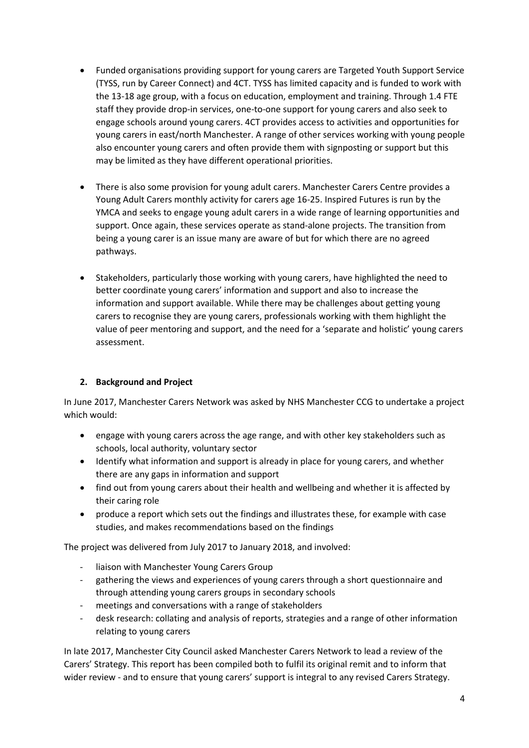- Funded organisations providing support for young carers are Targeted Youth Support Service (TYSS, run by Career Connect) and 4CT. TYSS has limited capacity and is funded to work with the 13-18 age group, with a focus on education, employment and training. Through 1.4 FTE staff they provide drop-in services, one-to-one support for young carers and also seek to engage schools around young carers. 4CT provides access to activities and opportunities for young carers in east/north Manchester. A range of other services working with young people also encounter young carers and often provide them with signposting or support but this may be limited as they have different operational priorities.

- There is also some provision for young adult carers. Manchester Carers Centre provides a Young Adult Carers monthly activity for carers age 16-25. Inspired Futures is run by the YMCA and seeks to engage young adult carers in a wide range of learning opportunities and support. Once again, these services operate as stand-alone projects. The transition from being a young carer is an issue many are aware of but for which there are no agreed pathways.

- Stakeholders, particularly those working with young carers, have highlighted the need to better coordinate young carers' information and support and also to increase the information and support available. While there may be challenges about getting young carers to recognise they are young carers, professionals working with them highlight the value of peer mentoring and support, and the need for a 'separate and holistic' young carers assessment.

## 2. Background and Project

In June 2017, Manchester Carers Network was asked by NHS Manchester CCG to undertake a project which would:

- engage with young carers across the age range, and with other key stakeholders such as schools, local authority, voluntary sector
- Identify what information and support is already in place for young carers, and whether there are any gaps in information and support
- find out from young carers about their health and wellbeing and whether it is affected by their caring role
- produce a report which sets out the findings and illustrates these, for example with case studies, and makes recommendations based on the findings

The project was delivered from July 2017 to January 2018, and involved:

- liaison with Manchester Young Carers Group
- gathering the views and experiences of young carers through a short questionnaire and through attending young carers groups in secondary schools
- meetings and conversations with a range of stakeholders
- desk research: collating and analysis of reports, strategies and a range of other information relating to young carers

In late 2017, Manchester City Council asked Manchester Carers Network to lead a review of the Carers' Strategy. This report has been compiled both to fulfil its original remit and to inform that wider review - and to ensure that young carers' support is integral to any revised Carers Strategy.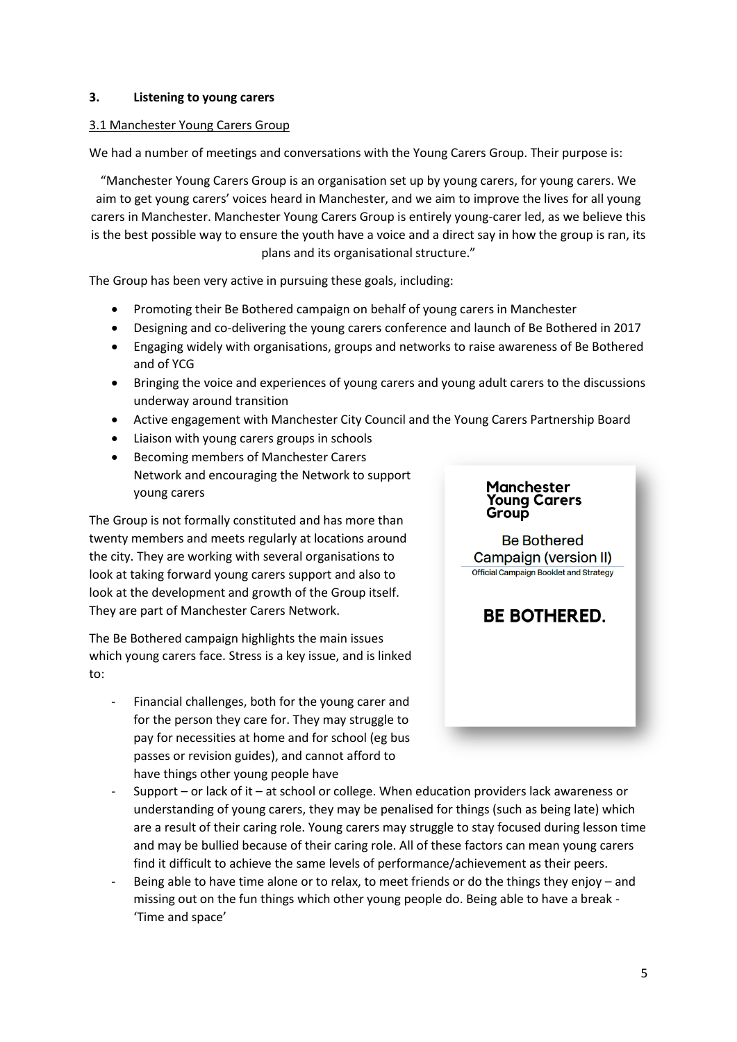## 3. Listening to young carers

### 3.1 Manchester Young Carers Group

We had a number of meetings and conversations with the Young Carers Group. Their purpose is:

> "Manchester Young Carers Group is an organisation set up by young carers, for young carers. We aim to get young carers' voices heard in Manchester, and we aim to improve the lives for all young carers in Manchester. Manchester Young Carers Group is entirely young-carer led, as we believe this is the best possible way to ensure the youth have a voice and a direct say in how the group is ran, its plans and its organisational structure."

The Group has been very active in pursuing these goals, including:

- Promoting their Be Bothered campaign on behalf of young carers in Manchester
- Designing and co-delivering the young carers conference and launch of Be Bothered in 2017
- Engaging widely with organisations, groups and networks to raise awareness of Be Bothered and of YCG
- Bringing the voice and experiences of young carers and young adult carers to the discussions underway around transition
- Active engagement with Manchester City Council and the Young Carers Partnership Board
- Liaison with young carers groups in schools
- Becoming members of Manchester Carers Network and encouraging the Network to support young carers

**Manchester Young Carers Group**

Be Bothered Campaign (version II)

Official Campaign Booklet and Strategy

**BE BOTHERED.**

The Group is not formally constituted and has more than twenty members and meets regularly at locations around the city. They are working with several organisations to look at taking forward young carers support and also to look at the development and growth of the Group itself. They are part of Manchester Carers Network.

The Be Bothered campaign highlights the main issues which young carers face. Stress is a key issue, and is linked to:

- Financial challenges, both for the young carer and for the person they care for. They may struggle to pay for necessities at home and for school (eg bus passes or revision guides), and cannot afford to have things other young people have
- Support – or lack of it – at school or college. When education providers lack awareness or understanding of young carers, they may be penalised for things (such as being late) which are a result of their caring role. Young carers may struggle to stay focused during lesson time and may be bullied because of their caring role. All of these factors can mean young carers find it difficult to achieve the same levels of performance/achievement as their peers.
- Being able to have time alone or to relax, to meet friends or do the things they enjoy – and missing out on the fun things which other young people do. Being able to have a break - 'Time and space'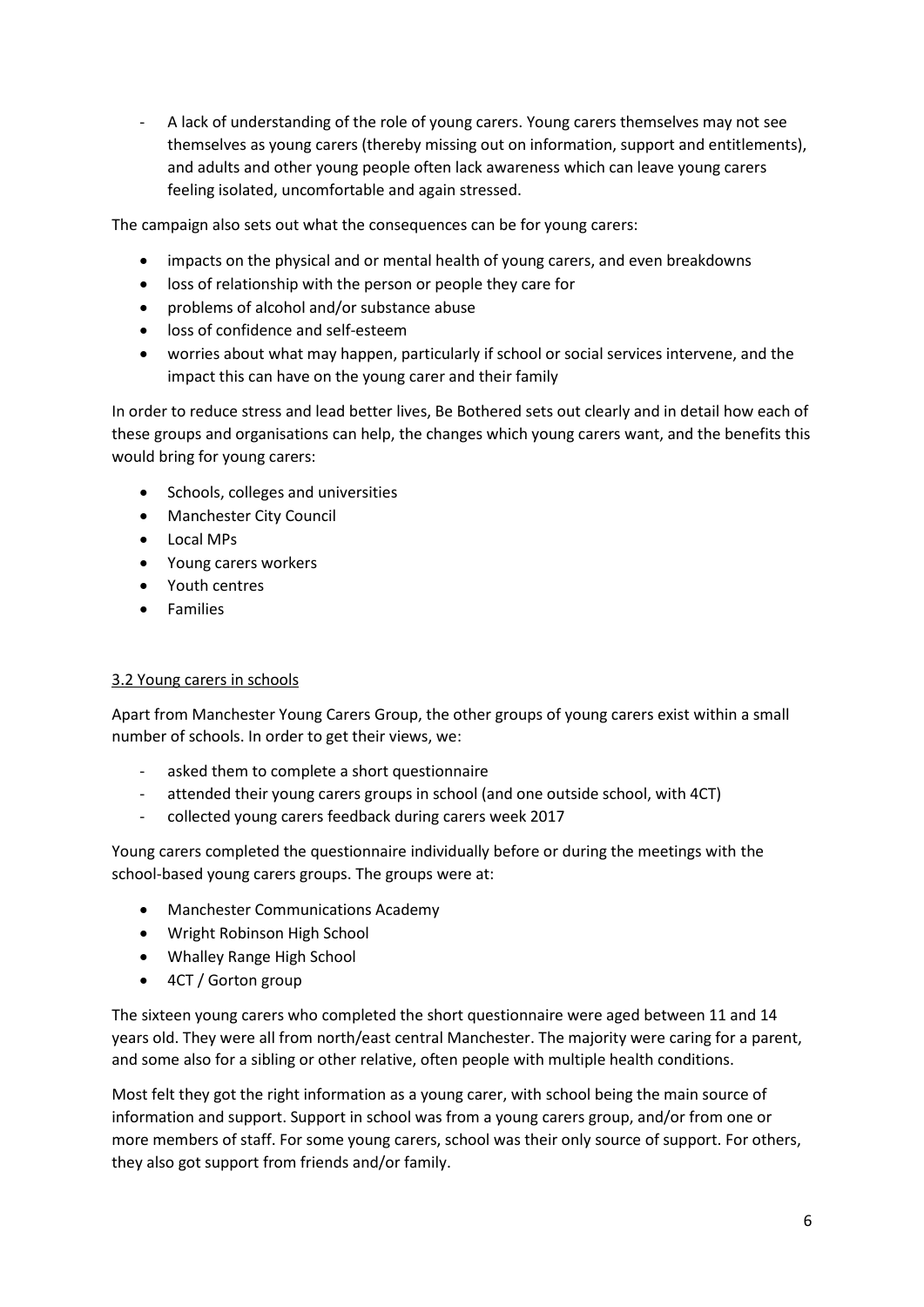- A lack of understanding of the role of young carers. Young carers themselves may not see themselves as young carers (thereby missing out on information, support and entitlements), and adults and other young people often lack awareness which can leave young carers feeling isolated, uncomfortable and again stressed.

The campaign also sets out what the consequences can be for young carers:

- impacts on the physical and or mental health of young carers, and even breakdowns
- loss of relationship with the person or people they care for
- problems of alcohol and/or substance abuse
- loss of confidence and self-esteem
- worries about what may happen, particularly if school or social services intervene, and the impact this can have on the young carer and their family

In order to reduce stress and lead better lives, Be Bothered sets out clearly and in detail how each of these groups and organisations can help, the changes which young carers want, and the benefits this would bring for young carers:

- Schools, colleges and universities
- Manchester City Council
- Local MPs
- Young carers workers
- Youth centres
- Families

### 3.2 Young carers in schools

Apart from Manchester Young Carers Group, the other groups of young carers exist within a small number of schools. In order to get their views, we:

- asked them to complete a short questionnaire
- attended their young carers groups in school (and one outside school, with 4CT)
- collected young carers feedback during carers week 2017

Young carers completed the questionnaire individually before or during the meetings with the school-based young carers groups. The groups were at:

- Manchester Communications Academy
- Wright Robinson High School
- Whalley Range High School
- 4CT / Gorton group

The sixteen young carers who completed the short questionnaire were aged between 11 and 14 years old. They were all from north/east central Manchester. The majority were caring for a parent, and some also for a sibling or other relative, often people with multiple health conditions.

Most felt they got the right information as a young carer, with school being the main source of information and support. Support in school was from a young carers group, and/or from one or more members of staff. For some young carers, school was their only source of support. For others, they also got support from friends and/or family.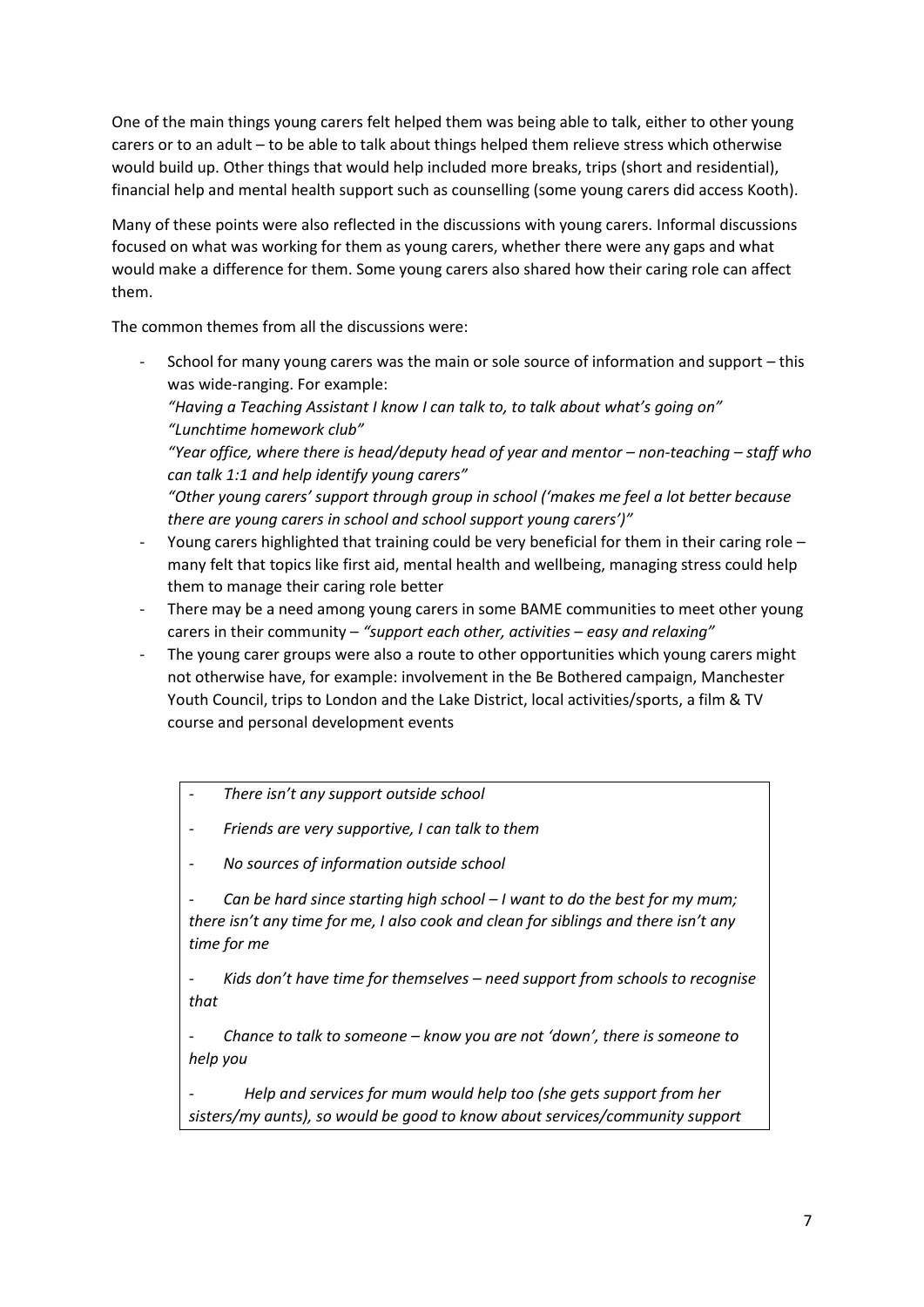One of the main things young carers felt helped them was being able to talk, either to other young carers or to an adult – to be able to talk about things helped them relieve stress which otherwise would build up. Other things that would help included more breaks, trips (short and residential), financial help and mental health support such as counselling (some young carers did access Kooth).

Many of these points were also reflected in the discussions with young carers. Informal discussions focused on what was working for them as young carers, whether there were any gaps and what would make a difference for them. Some young carers also shared how their caring role can affect them.

The common themes from all the discussions were:

- School for many young carers was the main or sole source of information and support – this was wide-ranging. For example:
  *"Having a Teaching Assistant I know I can talk to, to talk about what's going on"*
  *"Lunchtime homework club"*
  *"Year office, where there is head/deputy head of year and mentor – non-teaching – staff who can talk 1:1 and help identify young carers"*
  *"Other young carers' support through group in school ('makes me feel a lot better because there are young carers in school and school support young carers')"*
- Young carers highlighted that training could be very beneficial for them in their caring role – many felt that topics like first aid, mental health and wellbeing, managing stress could help them to manage their caring role better
- There may be a need among young carers in some BAME communities to meet other young carers in their community – *"support each other, activities – easy and relaxing"*
- The young carer groups were also a route to other opportunities which young carers might not otherwise have, for example: involvement in the Be Bothered campaign, Manchester Youth Council, trips to London and the Lake District, local activities/sports, a film & TV course and personal development events

> - *There isn't any support outside school*
> - *Friends are very supportive, I can talk to them*
> - *No sources of information outside school*
> - *Can be hard since starting high school – I want to do the best for my mum; there isn't any time for me, I also cook and clean for siblings and there isn't any time for me*
> - *Kids don't have time for themselves – need support from schools to recognise that*
> - *Chance to talk to someone – know you are not 'down', there is someone to help you*
> - *Help and services for mum would help too (she gets support from her sisters/my aunts), so would be good to know about services/community support*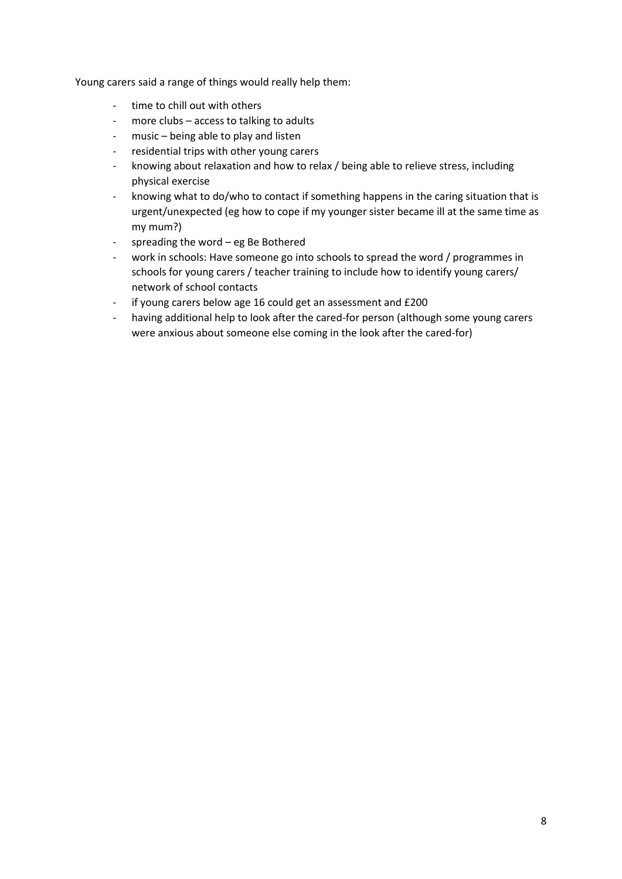Young carers said a range of things would really help them:

- time to chill out with others
- more clubs – access to talking to adults
- music – being able to play and listen
- residential trips with other young carers
- knowing about relaxation and how to relax / being able to relieve stress, including physical exercise
- knowing what to do/who to contact if something happens in the caring situation that is urgent/unexpected (eg how to cope if my younger sister became ill at the same time as my mum?)
- spreading the word – eg Be Bothered
- work in schools: Have someone go into schools to spread the word / programmes in schools for young carers / teacher training to include how to identify young carers/ network of school contacts
- if young carers below age 16 could get an assessment and £200
- having additional help to look after the cared-for person (although some young carers were anxious about someone else coming in the look after the cared-for)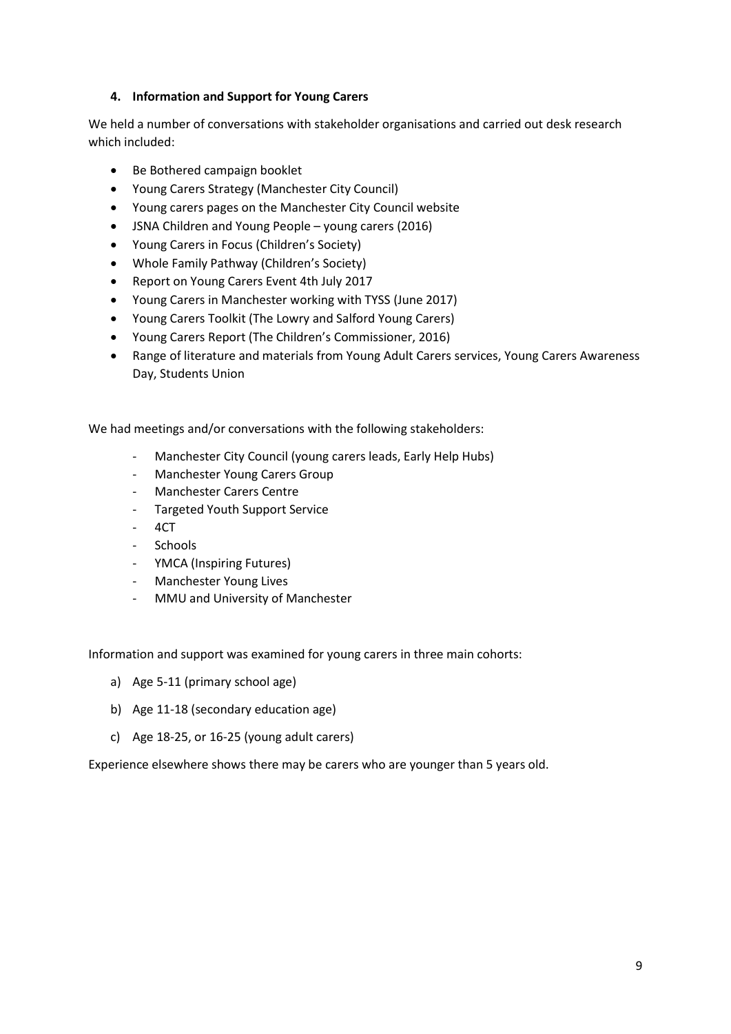### 4. Information and Support for Young Carers

We held a number of conversations with stakeholder organisations and carried out desk research which included:

- Be Bothered campaign booklet
- Young Carers Strategy (Manchester City Council)
- Young carers pages on the Manchester City Council website
- JSNA Children and Young People – young carers (2016)
- Young Carers in Focus (Children's Society)
- Whole Family Pathway (Children's Society)
- Report on Young Carers Event 4th July 2017
- Young Carers in Manchester working with TYSS (June 2017)
- Young Carers Toolkit (The Lowry and Salford Young Carers)
- Young Carers Report (The Children's Commissioner, 2016)
- Range of literature and materials from Young Adult Carers services, Young Carers Awareness Day, Students Union

We had meetings and/or conversations with the following stakeholders:

- Manchester City Council (young carers leads, Early Help Hubs)
- Manchester Young Carers Group
- Manchester Carers Centre
- Targeted Youth Support Service
- 4CT
- Schools
- YMCA (Inspiring Futures)
- Manchester Young Lives
- MMU and University of Manchester

Information and support was examined for young carers in three main cohorts:

a) Age 5-11 (primary school age)

b) Age 11-18 (secondary education age)

c) Age 18-25, or 16-25 (young adult carers)

Experience elsewhere shows there may be carers who are younger than 5 years old.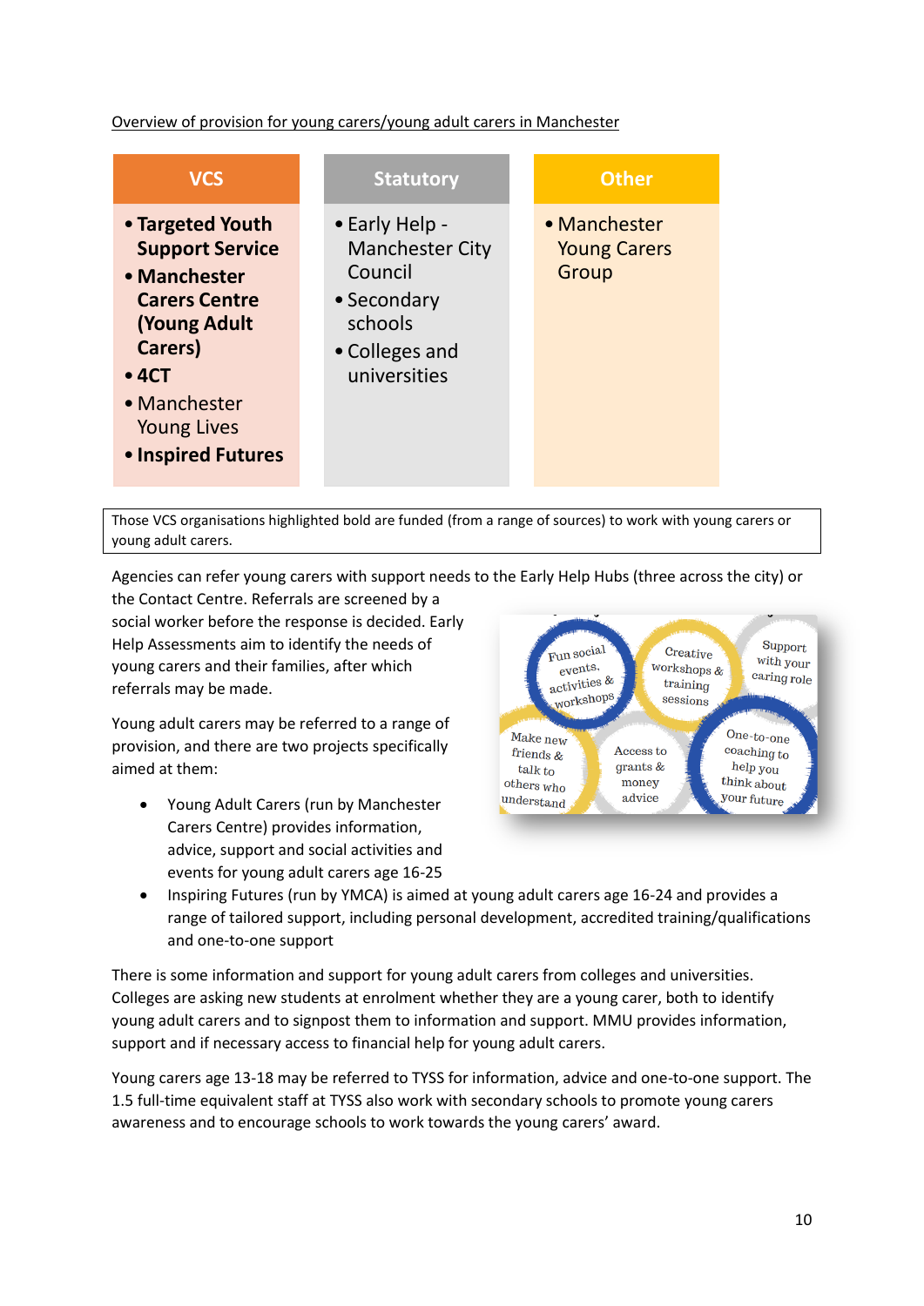Overview of provision for young carers/young adult carers in Manchester

| VCS | Statutory | Other |
|---|---|---|
| • **Targeted Youth Support Service**<br>• **Manchester Carers Centre (Young Adult Carers)**<br>• **4CT**<br>• Manchester Young Lives<br>• **Inspired Futures** | • Early Help - Manchester City Council<br>• Secondary schools<br>• Colleges and universities | • Manchester Young Carers Group |

Those VCS organisations highlighted bold are funded (from a range of sources) to work with young carers or young adult carers.

Agencies can refer young carers with support needs to the Early Help Hubs (three across the city) or the Contact Centre. Referrals are screened by a social worker before the response is decided. Early Help Assessments aim to identify the needs of young carers and their families, after which referrals may be made.

Young adult carers may be referred to a range of provision, and there are two projects specifically aimed at them:

- Young Adult Carers (run by Manchester Carers Centre) provides information, advice, support and social activities and events for young adult carers age 16-25
- Inspiring Futures (run by YMCA) is aimed at young adult carers age 16-24 and provides a range of tailored support, including personal development, accredited training/qualifications and one-to-one support

Fun social events, activities & workshops | Creative workshops & training sessions | Support with your caring role | Make new friends & talk to others who understand | Access to grants & money advice | One-to-one coaching to help you think about your future

There is some information and support for young adult carers from colleges and universities. Colleges are asking new students at enrolment whether they are a young carer, both to identify young adult carers and to signpost them to information and support. MMU provides information, support and if necessary access to financial help for young adult carers.

Young carers age 13-18 may be referred to TYSS for information, advice and one-to-one support. The 1.5 full-time equivalent staff at TYSS also work with secondary schools to promote young carers awareness and to encourage schools to work towards the young carers' award.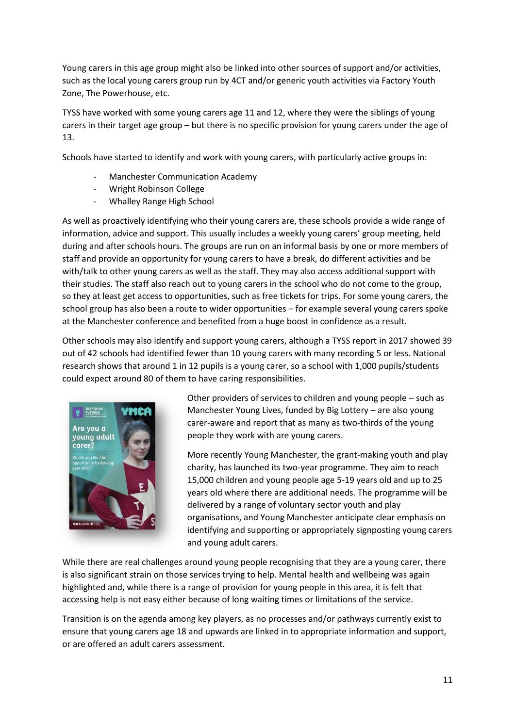Young carers in this age group might also be linked into other sources of support and/or activities, such as the local young carers group run by 4CT and/or generic youth activities via Factory Youth Zone, The Powerhouse, etc.

TYSS have worked with some young carers age 11 and 12, where they were the siblings of young carers in their target age group – but there is no specific provision for young carers under the age of 13.

Schools have started to identify and work with young carers, with particularly active groups in:

- Manchester Communication Academy
- Wright Robinson College
- Whalley Range High School

As well as proactively identifying who their young carers are, these schools provide a wide range of information, advice and support. This usually includes a weekly young carers' group meeting, held during and after schools hours. The groups are run on an informal basis by one or more members of staff and provide an opportunity for young carers to have a break, do different activities and be with/talk to other young carers as well as the staff. They may also access additional support with their studies. The staff also reach out to young carers in the school who do not come to the group, so they at least get access to opportunities, such as free tickets for trips. For some young carers, the school group has also been a route to wider opportunities – for example several young carers spoke at the Manchester conference and benefited from a huge boost in confidence as a result.

Other schools may also identify and support young carers, although a TYSS report in 2017 showed 39 out of 42 schools had identified fewer than 10 young carers with many recording 5 or less. National research shows that around 1 in 12 pupils is a young carer, so a school with 1,000 pupils/students could expect around 80 of them to have caring responsibilities.

Other providers of services to children and young people – such as Manchester Young Lives, funded by Big Lottery – are also young carer-aware and report that as many as two-thirds of the young people they work with are young carers.

More recently Young Manchester, the grant-making youth and play charity, has launched its two-year programme. They aim to reach 15,000 children and young people age 5-19 years old and up to 25 years old where there are additional needs. The programme will be delivered by a range of voluntary sector youth and play organisations, and Young Manchester anticipate clear emphasis on identifying and supporting or appropriately signposting young carers and young adult carers.

While there are real challenges around young people recognising that they are a young carer, there is also significant strain on those services trying to help. Mental health and wellbeing was again highlighted and, while there is a range of provision for young people in this area, it is felt that accessing help is not easy either because of long waiting times or limitations of the service.

Transition is on the agenda among key players, as no processes and/or pathways currently exist to ensure that young carers age 18 and upwards are linked in to appropriate information and support, or are offered an adult carers assessment.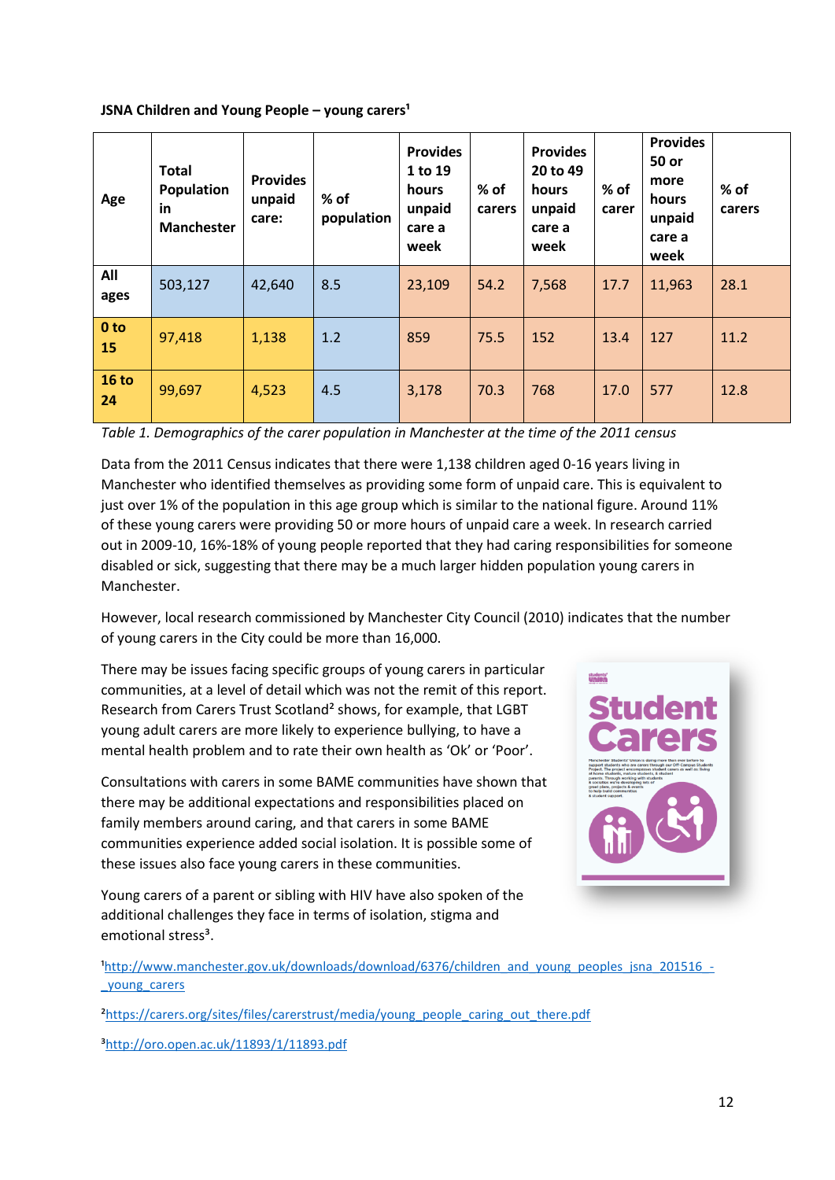**JSNA Children and Young People – young carers**[1]

| Age | Total Population in Manchester | Provides unpaid care: | % of population | Provides 1 to 19 hours unpaid care a week | % of carers | Provides 20 to 49 hours unpaid care a week | % of carer | Provides 50 or more hours unpaid care a week | % of carers |
|---|---|---|---|---|---|---|---|---|---|
| All ages | 503,127 | 42,640 | 8.5 | 23,109 | 54.2 | 7,568 | 17.7 | 11,963 | 28.1 |
| 0 to 15 | 97,418 | 1,138 | 1.2 | 859 | 75.5 | 152 | 13.4 | 127 | 11.2 |
| 16 to 24 | 99,697 | 4,523 | 4.5 | 3,178 | 70.3 | 768 | 17.0 | 577 | 12.8 |

*Table 1. Demographics of the carer population in Manchester at the time of the 2011 census*

Data from the 2011 Census indicates that there were 1,138 children aged 0-16 years living in Manchester who identified themselves as providing some form of unpaid care. This is equivalent to just over 1% of the population in this age group which is similar to the national figure. Around 11% of these young carers were providing 50 or more hours of unpaid care a week. In research carried out in 2009-10, 16%-18% of young people reported that they had caring responsibilities for someone disabled or sick, suggesting that there may be a much larger hidden population young carers in Manchester.

However, local research commissioned by Manchester City Council (2010) indicates that the number of young carers in the City could be more than 16,000.

There may be issues facing specific groups of young carers in particular communities, at a level of detail which was not the remit of this report. Research from Carers Trust Scotland[2] shows, for example, that LGBT young adult carers are more likely to experience bullying, to have a mental health problem and to rate their own health as 'Ok' or 'Poor'.

Consultations with carers in some BAME communities have shown that there may be additional expectations and responsibilities placed on family members around caring, and that carers in some BAME communities experience added social isolation. It is possible some of these issues also face young carers in these communities.

Young carers of a parent or sibling with HIV have also spoken of the additional challenges they face in terms of isolation, stigma and emotional stress[3].

[1]http://www.manchester.gov.uk/downloads/download/6376/children_and_young_peoples_jsna_201516_-_young_carers

[2]https://carers.org/sites/files/carerstrust/media/young_people_caring_out_there.pdf

[3]http://oro.open.ac.uk/11893/1/11893.pdf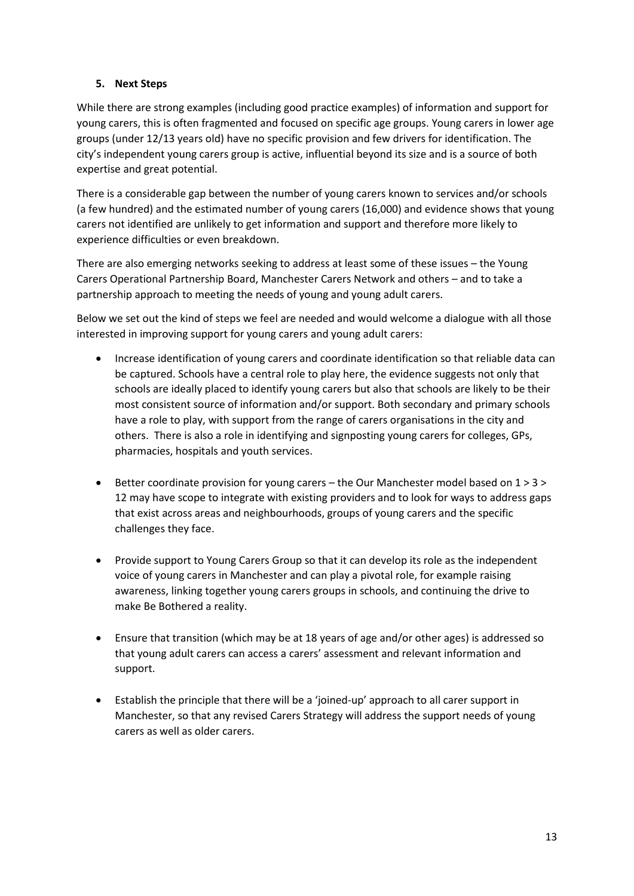## 5. Next Steps

While there are strong examples (including good practice examples) of information and support for young carers, this is often fragmented and focused on specific age groups. Young carers in lower age groups (under 12/13 years old) have no specific provision and few drivers for identification. The city's independent young carers group is active, influential beyond its size and is a source of both expertise and great potential.

There is a considerable gap between the number of young carers known to services and/or schools (a few hundred) and the estimated number of young carers (16,000) and evidence shows that young carers not identified are unlikely to get information and support and therefore more likely to experience difficulties or even breakdown.

There are also emerging networks seeking to address at least some of these issues – the Young Carers Operational Partnership Board, Manchester Carers Network and others – and to take a partnership approach to meeting the needs of young and young adult carers.

Below we set out the kind of steps we feel are needed and would welcome a dialogue with all those interested in improving support for young carers and young adult carers:

- Increase identification of young carers and coordinate identification so that reliable data can be captured. Schools have a central role to play here, the evidence suggests not only that schools are ideally placed to identify young carers but also that schools are likely to be their most consistent source of information and/or support. Both secondary and primary schools have a role to play, with support from the range of carers organisations in the city and others. There is also a role in identifying and signposting young carers for colleges, GPs, pharmacies, hospitals and youth services.

- Better coordinate provision for young carers – the Our Manchester model based on 1 > 3 > 12 may have scope to integrate with existing providers and to look for ways to address gaps that exist across areas and neighbourhoods, groups of young carers and the specific challenges they face.

- Provide support to Young Carers Group so that it can develop its role as the independent voice of young carers in Manchester and can play a pivotal role, for example raising awareness, linking together young carers groups in schools, and continuing the drive to make Be Bothered a reality.

- Ensure that transition (which may be at 18 years of age and/or other ages) is addressed so that young adult carers can access a carers' assessment and relevant information and support.

- Establish the principle that there will be a 'joined-up' approach to all carer support in Manchester, so that any revised Carers Strategy will address the support needs of young carers as well as older carers.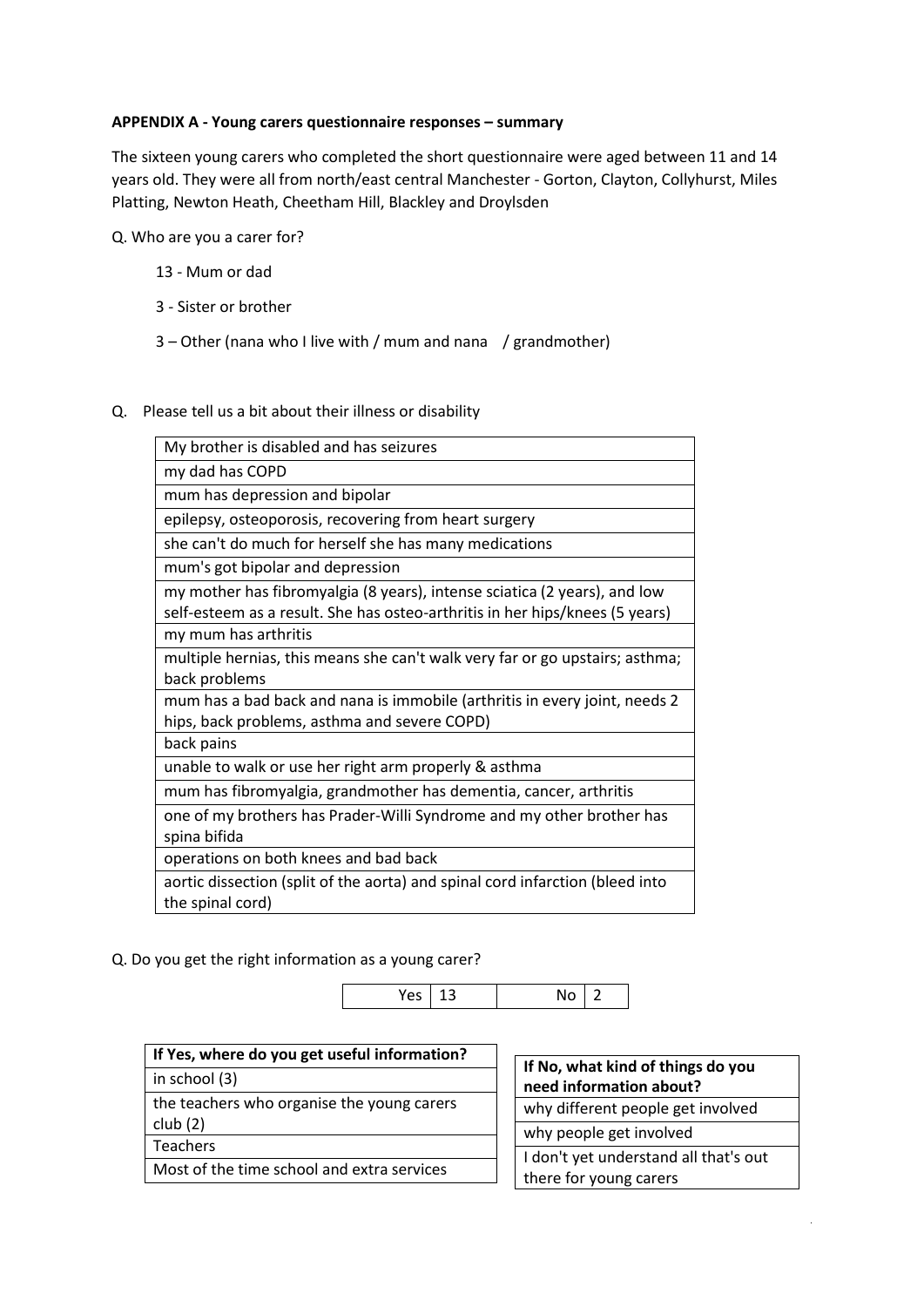**APPENDIX A - Young carers questionnaire responses – summary**

The sixteen young carers who completed the short questionnaire were aged between 11 and 14 years old. They were all from north/east central Manchester - Gorton, Clayton, Collyhurst, Miles Platting, Newton Heath, Cheetham Hill, Blackley and Droylsden

Q. Who are you a carer for?

13 - Mum or dad

3 - Sister or brother

3 – Other (nana who I live with / mum and nana / grandmother)

Q. Please tell us a bit about their illness or disability

| |
|---|
| My brother is disabled and has seizures |
| my dad has COPD |
| mum has depression and bipolar |
| epilepsy, osteoporosis, recovering from heart surgery |
| she can't do much for herself she has many medications |
| mum's got bipolar and depression |
| my mother has fibromyalgia (8 years), intense sciatica (2 years), and low self-esteem as a result. She has osteo-arthritis in her hips/knees (5 years) |
| my mum has arthritis |
| multiple hernias, this means she can't walk very far or go upstairs; asthma; back problems |
| mum has a bad back and nana is immobile (arthritis in every joint, needs 2 hips, back problems, asthma and severe COPD) |
| back pains |
| unable to walk or use her right arm properly & asthma |
| mum has fibromyalgia, grandmother has dementia, cancer, arthritis |
| one of my brothers has Prader-Willi Syndrome and my other brother has spina bifida |
| operations on both knees and bad back |
| aortic dissection (split of the aorta) and spinal cord infarction (bleed into the spinal cord) |

Q. Do you get the right information as a young carer?

| Yes | 13 | No | 2 |
|---|---|---|---|

| If Yes, where do you get useful information? |
|---|
| in school (3) |
| the teachers who organise the young carers club (2) |
| Teachers |
| Most of the time school and extra services |

| If No, what kind of things do you need information about? |
|---|
| why different people get involved |
| why people get involved |
| I don't yet understand all that's out there for young carers |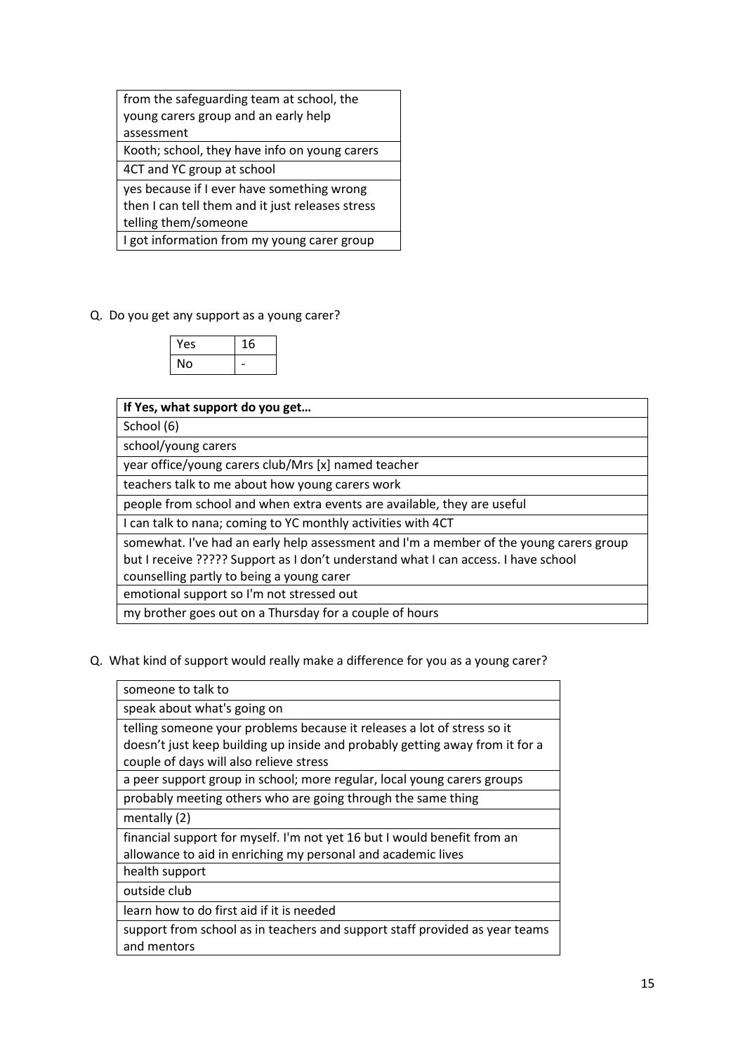| from the safeguarding team at school, the young carers group and an early help assessment |
|---|
| Kooth; school, they have info on young carers |
| 4CT and YC group at school |
| yes because if I ever have something wrong then I can tell them and it just releases stress telling them/someone |
| I got information from my young carer group |

Q. Do you get any support as a young carer?

| Yes | 16 |
|---|---|
| No | - |

| **If Yes, what support do you get…** |
|---|
| School (6) |
| school/young carers |
| year office/young carers club/Mrs [x] named teacher |
| teachers talk to me about how young carers work |
| people from school and when extra events are available, they are useful |
| I can talk to nana; coming to YC monthly activities with 4CT |
| somewhat. I've had an early help assessment and I'm a member of the young carers group but I receive ????? Support as I don't understand what I can access. I have school counselling partly to being a young carer |
| emotional support so I'm not stressed out |
| my brother goes out on a Thursday for a couple of hours |

Q. What kind of support would really make a difference for you as a young carer?

| someone to talk to |
|---|
| speak about what's going on |
| telling someone your problems because it releases a lot of stress so it doesn't just keep building up inside and probably getting away from it for a couple of days will also relieve stress |
| a peer support group in school; more regular, local young carers groups |
| probably meeting others who are going through the same thing |
| mentally (2) |
| financial support for myself. I'm not yet 16 but I would benefit from an allowance to aid in enriching my personal and academic lives |
| health support |
| outside club |
| learn how to do first aid if it is needed |
| support from school as in teachers and support staff provided as year teams and mentors |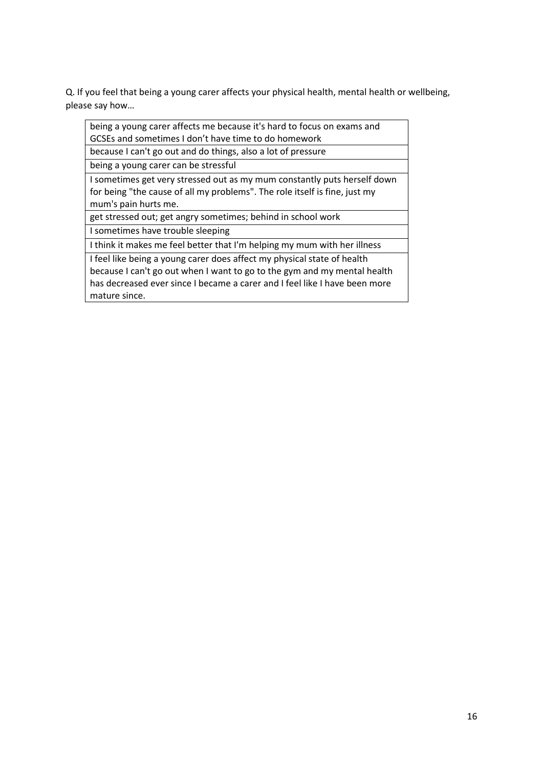Q. If you feel that being a young carer affects your physical health, mental health or wellbeing, please say how…

| being a young carer affects me because it's hard to focus on exams and GCSEs and sometimes I don't have time to do homework |
|---|
| because I can't go out and do things, also a lot of pressure |
| being a young carer can be stressful |
| I sometimes get very stressed out as my mum constantly puts herself down for being "the cause of all my problems". The role itself is fine, just my mum's pain hurts me. |
| get stressed out; get angry sometimes; behind in school work |
| I sometimes have trouble sleeping |
| I think it makes me feel better that I'm helping my mum with her illness |
| I feel like being a young carer does affect my physical state of health because I can't go out when I want to go to the gym and my mental health has decreased ever since I became a carer and I feel like I have been more mature since. |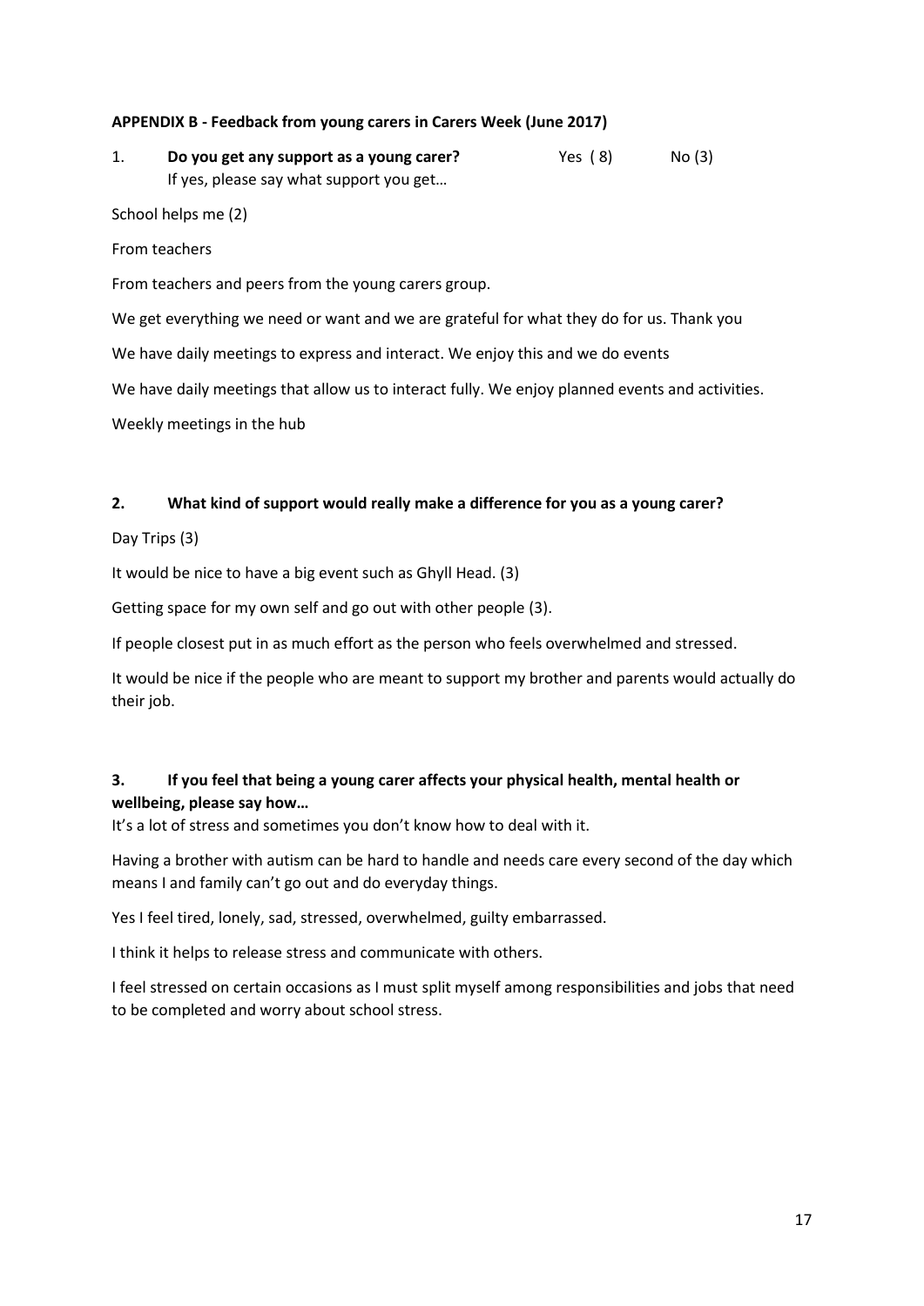**APPENDIX B - Feedback from young carers in Carers Week (June 2017)**

1. **Do you get any support as a young carer?** Yes ( 8) No (3)
   If yes, please say what support you get…

School helps me (2)

From teachers

From teachers and peers from the young carers group.

We get everything we need or want and we are grateful for what they do for us. Thank you

We have daily meetings to express and interact. We enjoy this and we do events

We have daily meetings that allow us to interact fully. We enjoy planned events and activities.

Weekly meetings in the hub

**2. What kind of support would really make a difference for you as a young carer?**

Day Trips (3)

It would be nice to have a big event such as Ghyll Head. (3)

Getting space for my own self and go out with other people (3).

If people closest put in as much effort as the person who feels overwhelmed and stressed.

It would be nice if the people who are meant to support my brother and parents would actually do their job.

**3. If you feel that being a young carer affects your physical health, mental health or wellbeing, please say how…**

It's a lot of stress and sometimes you don't know how to deal with it.

Having a brother with autism can be hard to handle and needs care every second of the day which means I and family can't go out and do everyday things.

Yes I feel tired, lonely, sad, stressed, overwhelmed, guilty embarrassed.

I think it helps to release stress and communicate with others.

I feel stressed on certain occasions as I must split myself among responsibilities and jobs that need to be completed and worry about school stress.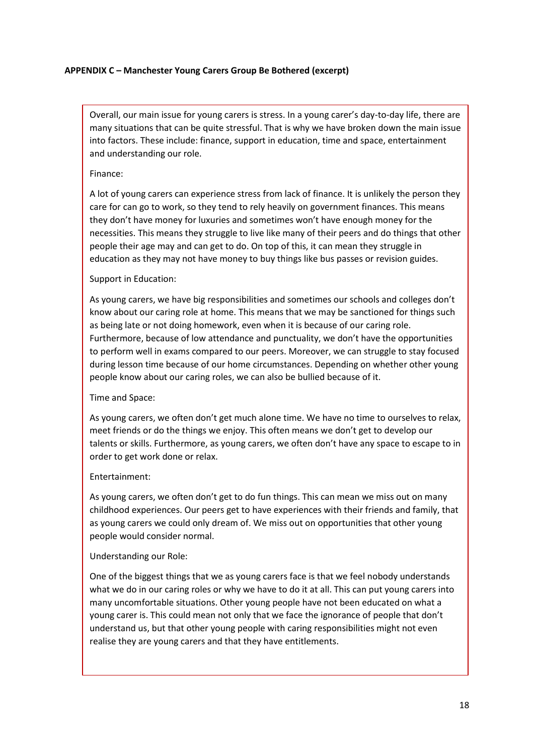**APPENDIX C – Manchester Young Carers Group Be Bothered (excerpt)**

Overall, our main issue for young carers is stress. In a young carer's day-to-day life, there are many situations that can be quite stressful. That is why we have broken down the main issue into factors. These include: finance, support in education, time and space, entertainment and understanding our role.

Finance:

A lot of young carers can experience stress from lack of finance. It is unlikely the person they care for can go to work, so they tend to rely heavily on government finances. This means they don't have money for luxuries and sometimes won't have enough money for the necessities. This means they struggle to live like many of their peers and do things that other people their age may and can get to do. On top of this, it can mean they struggle in education as they may not have money to buy things like bus passes or revision guides.

Support in Education:

As young carers, we have big responsibilities and sometimes our schools and colleges don't know about our caring role at home. This means that we may be sanctioned for things such as being late or not doing homework, even when it is because of our caring role. Furthermore, because of low attendance and punctuality, we don't have the opportunities to perform well in exams compared to our peers. Moreover, we can struggle to stay focused during lesson time because of our home circumstances. Depending on whether other young people know about our caring roles, we can also be bullied because of it.

Time and Space:

As young carers, we often don't get much alone time. We have no time to ourselves to relax, meet friends or do the things we enjoy. This often means we don't get to develop our talents or skills. Furthermore, as young carers, we often don't have any space to escape to in order to get work done or relax.

Entertainment:

As young carers, we often don't get to do fun things. This can mean we miss out on many childhood experiences. Our peers get to have experiences with their friends and family, that as young carers we could only dream of. We miss out on opportunities that other young people would consider normal.

Understanding our Role:

One of the biggest things that we as young carers face is that we feel nobody understands what we do in our caring roles or why we have to do it at all. This can put young carers into many uncomfortable situations. Other young people have not been educated on what a young carer is. This could mean not only that we face the ignorance of people that don't understand us, but that other young people with caring responsibilities might not even realise they are young carers and that they have entitlements.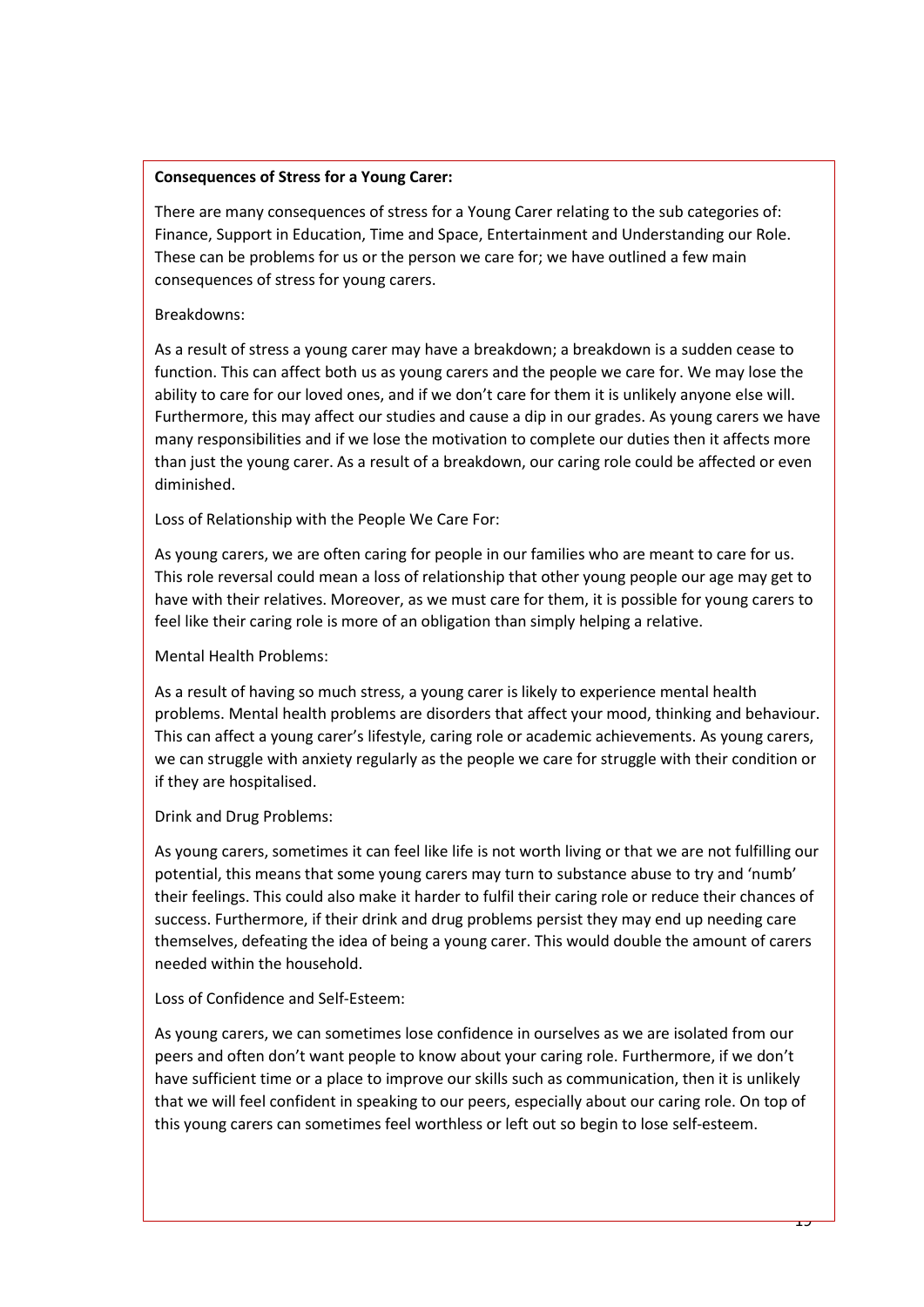**Consequences of Stress for a Young Carer:**

There are many consequences of stress for a Young Carer relating to the sub categories of: Finance, Support in Education, Time and Space, Entertainment and Understanding our Role. These can be problems for us or the person we care for; we have outlined a few main consequences of stress for young carers.

Breakdowns:

As a result of stress a young carer may have a breakdown; a breakdown is a sudden cease to function. This can affect both us as young carers and the people we care for. We may lose the ability to care for our loved ones, and if we don't care for them it is unlikely anyone else will. Furthermore, this may affect our studies and cause a dip in our grades. As young carers we have many responsibilities and if we lose the motivation to complete our duties then it affects more than just the young carer. As a result of a breakdown, our caring role could be affected or even diminished.

Loss of Relationship with the People We Care For:

As young carers, we are often caring for people in our families who are meant to care for us. This role reversal could mean a loss of relationship that other young people our age may get to have with their relatives. Moreover, as we must care for them, it is possible for young carers to feel like their caring role is more of an obligation than simply helping a relative.

Mental Health Problems:

As a result of having so much stress, a young carer is likely to experience mental health problems. Mental health problems are disorders that affect your mood, thinking and behaviour. This can affect a young carer's lifestyle, caring role or academic achievements. As young carers, we can struggle with anxiety regularly as the people we care for struggle with their condition or if they are hospitalised.

Drink and Drug Problems:

As young carers, sometimes it can feel like life is not worth living or that we are not fulfilling our potential, this means that some young carers may turn to substance abuse to try and 'numb' their feelings. This could also make it harder to fulfil their caring role or reduce their chances of success. Furthermore, if their drink and drug problems persist they may end up needing care themselves, defeating the idea of being a young carer. This would double the amount of carers needed within the household.

Loss of Confidence and Self-Esteem:

As young carers, we can sometimes lose confidence in ourselves as we are isolated from our peers and often don't want people to know about your caring role. Furthermore, if we don't have sufficient time or a place to improve our skills such as communication, then it is unlikely that we will feel confident in speaking to our peers, especially about our caring role. On top of this young carers can sometimes feel worthless or left out so begin to lose self-esteem.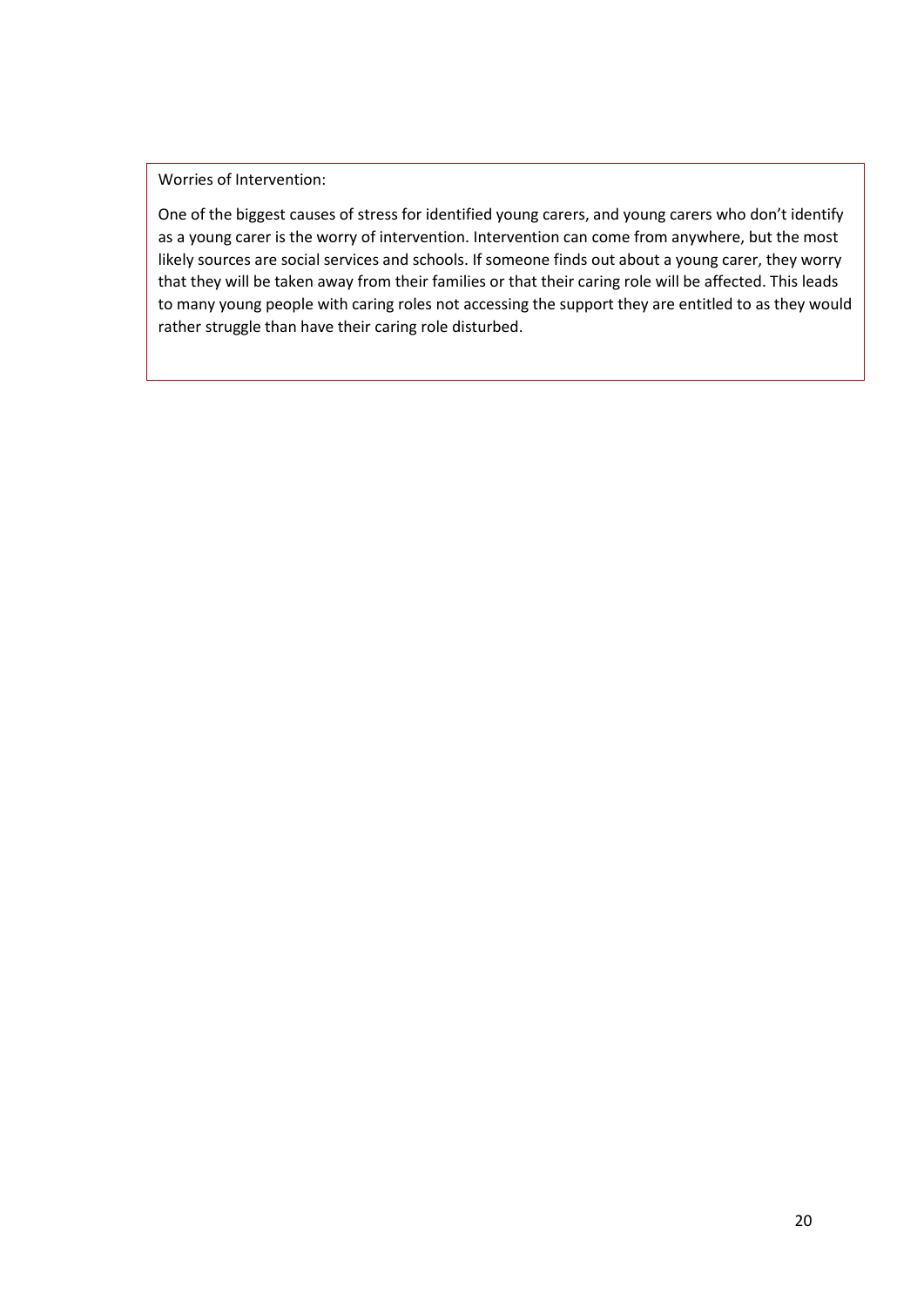Worries of Intervention:

One of the biggest causes of stress for identified young carers, and young carers who don't identify as a young carer is the worry of intervention. Intervention can come from anywhere, but the most likely sources are social services and schools. If someone finds out about a young carer, they worry that they will be taken away from their families or that their caring role will be affected. This leads to many young people with caring roles not accessing the support they are entitled to as they would rather struggle than have their caring role disturbed.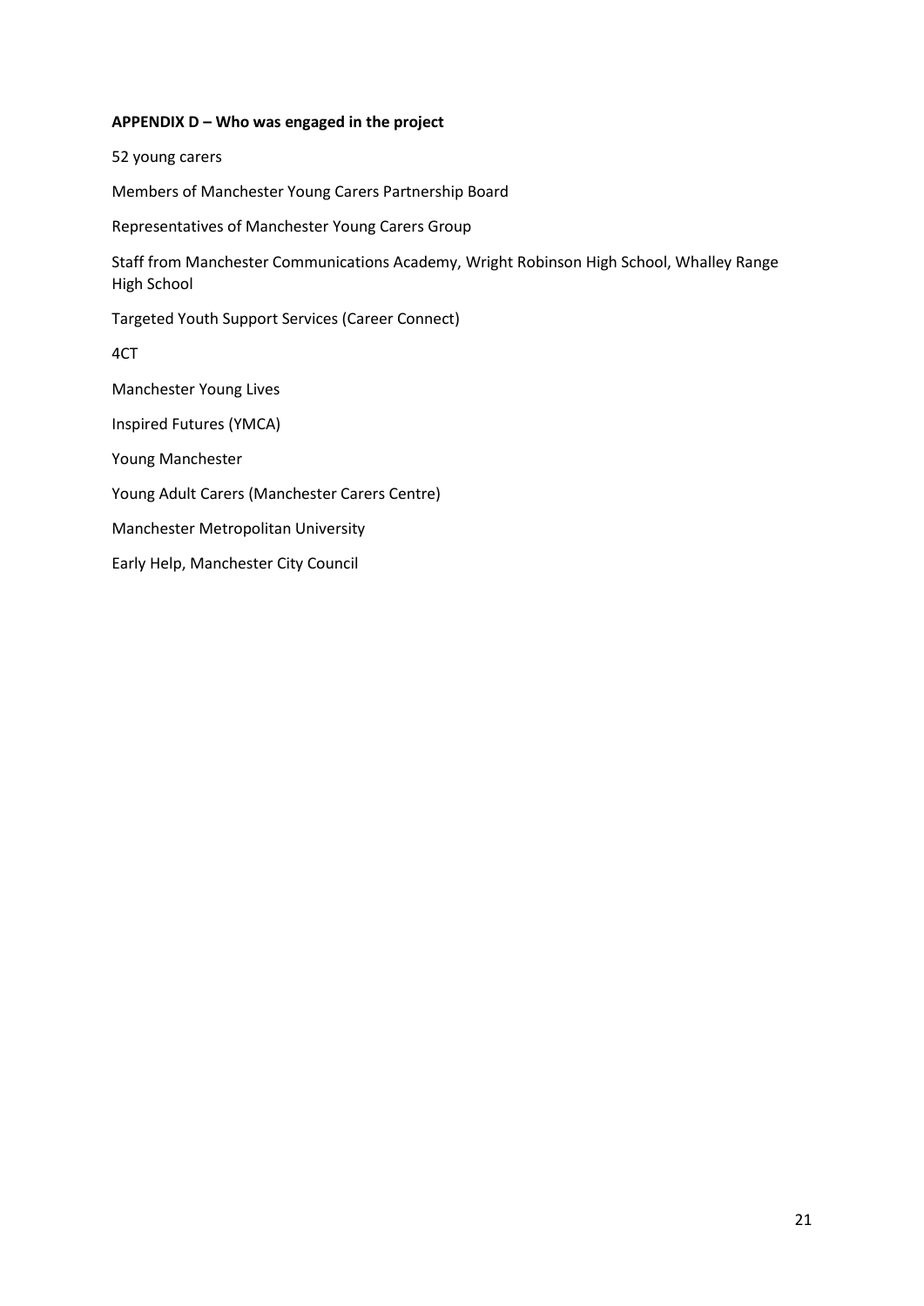**APPENDIX D – Who was engaged in the project**

52 young carers

Members of Manchester Young Carers Partnership Board

Representatives of Manchester Young Carers Group

Staff from Manchester Communications Academy, Wright Robinson High School, Whalley Range High School

Targeted Youth Support Services (Career Connect)

4CT

Manchester Young Lives

Inspired Futures (YMCA)

Young Manchester

Young Adult Carers (Manchester Carers Centre)

Manchester Metropolitan University

Early Help, Manchester City Council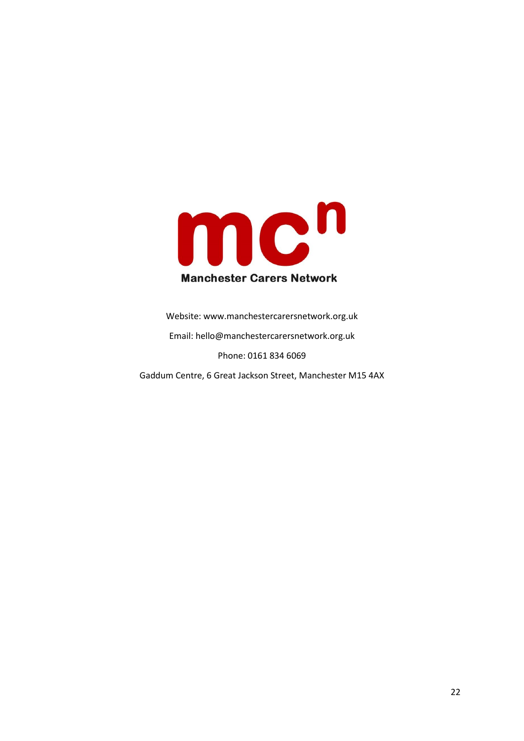mcn

**Manchester Carers Network**

Website: www.manchestercarersnetwork.org.uk

Email: hello@manchestercarersnetwork.org.uk

Phone: 0161 834 6069

Gaddum Centre, 6 Great Jackson Street, Manchester M15 4AX